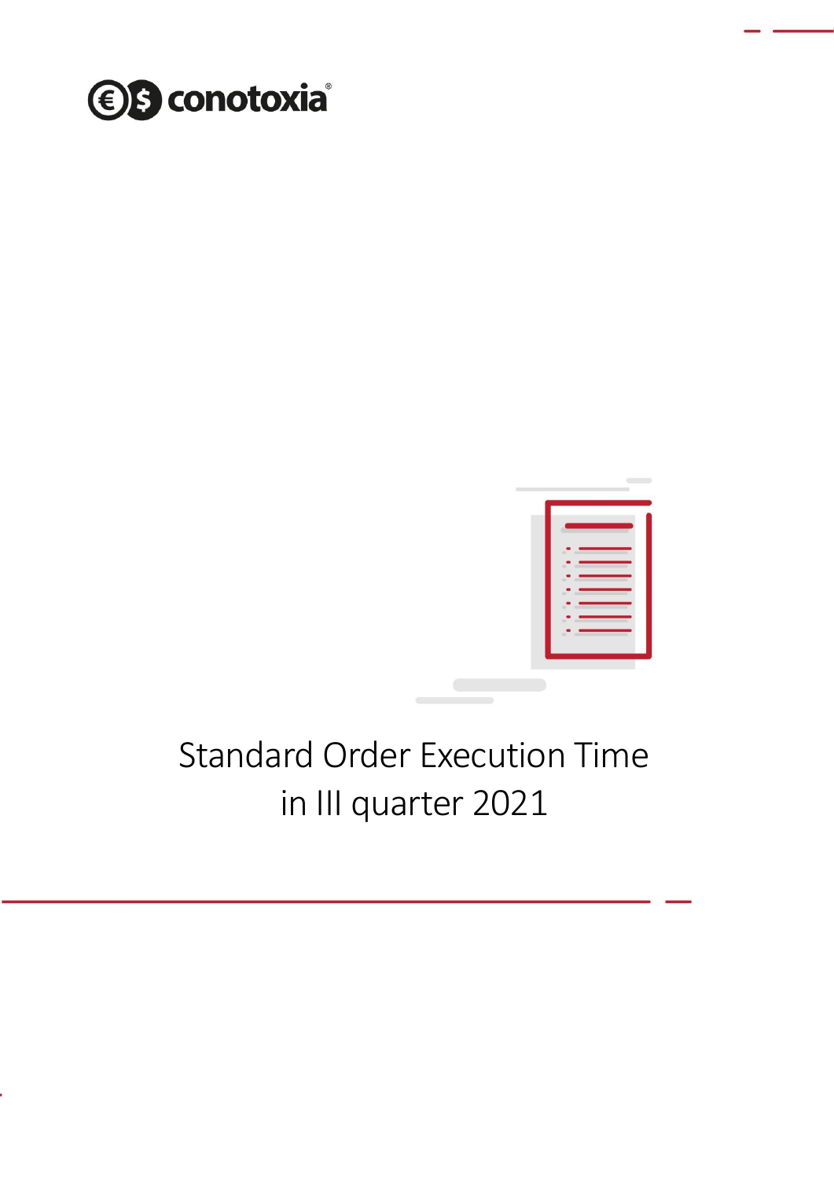# Standard Order Execution Time in III quarter 2021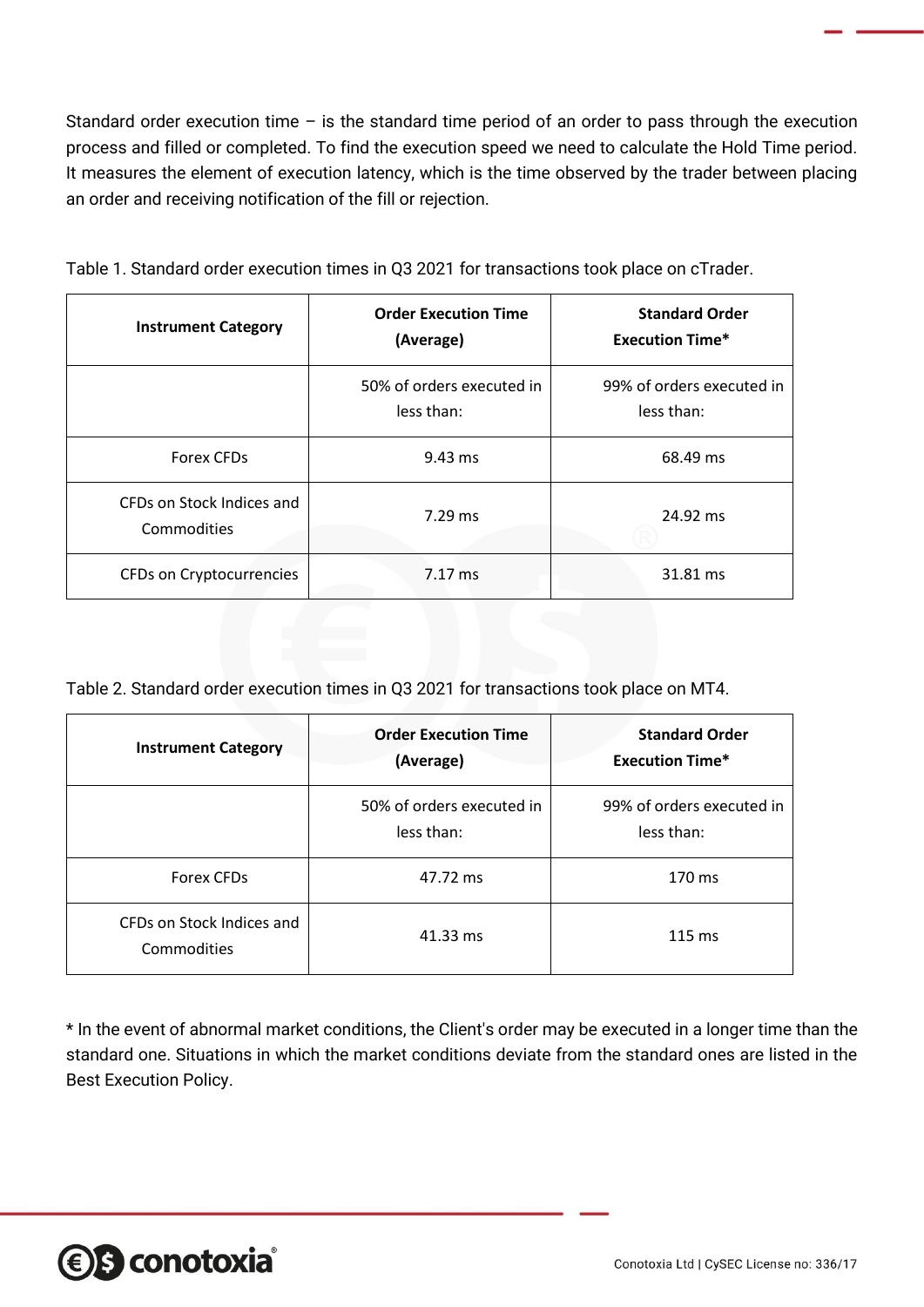Standard order execution time – is the standard time period of an order to pass through the execution process and filled or completed. To find the execution speed we need to calculate the Hold Time period. It measures the element of execution latency, which is the time observed by the trader between placing an order and receiving notification of the fill or rejection.

Table 1. Standard order execution times in Q3 2021 for transactions took place on cTrader.

| **Instrument Category** | **Order Execution Time (Average)** | **Standard Order Execution Time*** |
|---|---|---|
| | 50% of orders executed in less than: | 99% of orders executed in less than: |
| Forex CFDs | 9.43 ms | 68.49 ms |
| CFDs on Stock Indices and Commodities | 7.29 ms | 24.92 ms |
| CFDs on Cryptocurrencies | 7.17 ms | 31.81 ms |

Table 2. Standard order execution times in Q3 2021 for transactions took place on MT4.

| **Instrument Category** | **Order Execution Time (Average)** | **Standard Order Execution Time*** |
|---|---|---|
| | 50% of orders executed in less than: | 99% of orders executed in less than: |
| Forex CFDs | 47.72 ms | 170 ms |
| CFDs on Stock Indices and Commodities | 41.33 ms | 115 ms |

* In the event of abnormal market conditions, the Client's order may be executed in a longer time than the standard one. Situations in which the market conditions deviate from the standard ones are listed in the Best Execution Policy.